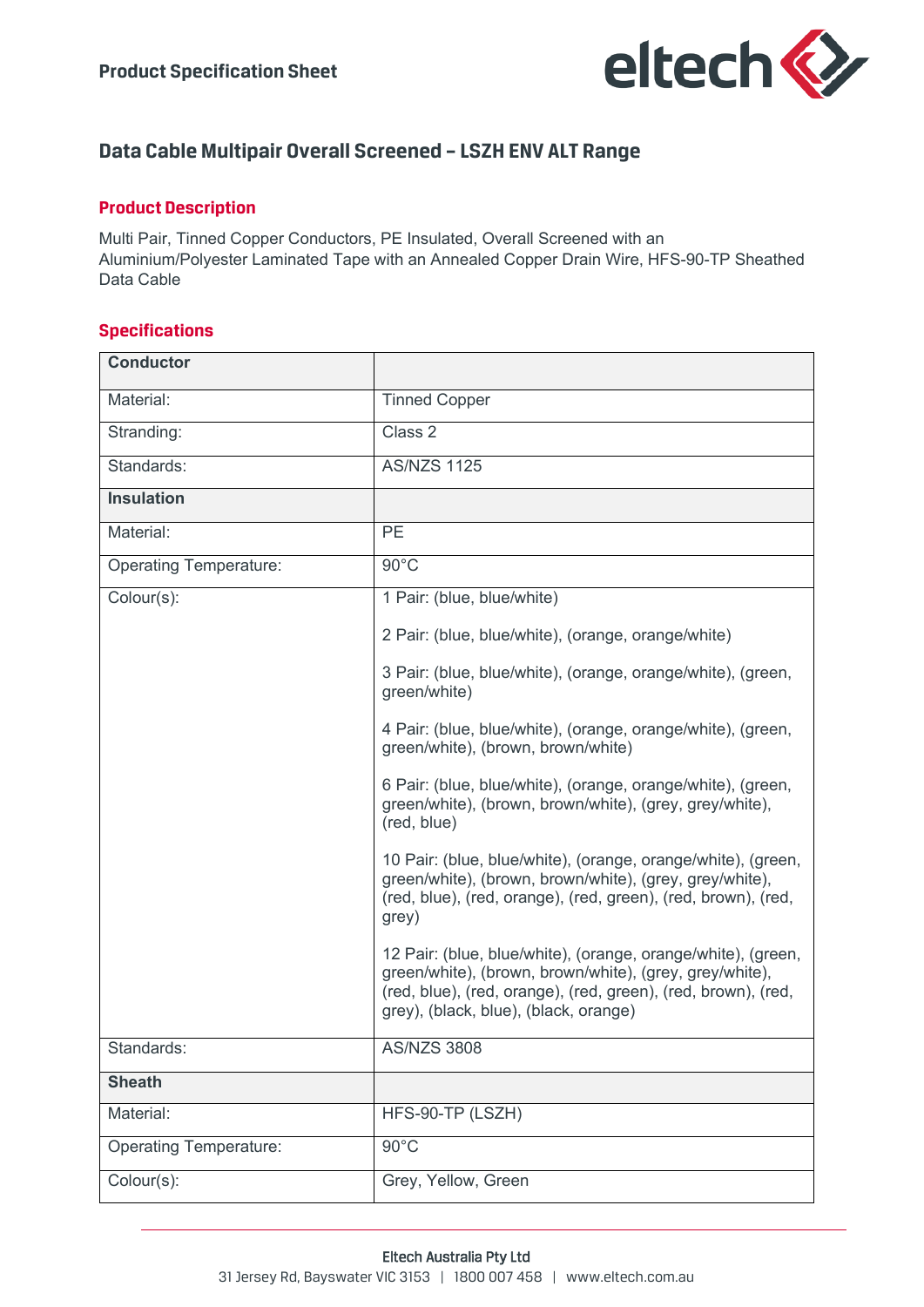# Product Specification Sheet

## Data Cable Multipair Overall Screened – LSZH ENV ALT Range

### Product Description

Multi Pair, Tinned Copper Conductors, PE Insulated, Overall Screened with an Aluminium/Polyester Laminated Tape with an Annealed Copper Drain Wire, HFS-90-TP Sheathed Data Cable

### Specifications

| **Conductor** | |
|---|---|
| Material: | Tinned Copper |
| Stranding: | Class 2 |
| Standards: | AS/NZS 1125 |
| **Insulation** | |
| Material: | PE |
| Operating Temperature: | 90°C |
| Colour(s): | 1 Pair: (blue, blue/white)<br><br>2 Pair: (blue, blue/white), (orange, orange/white)<br><br>3 Pair: (blue, blue/white), (orange, orange/white), (green, green/white)<br><br>4 Pair: (blue, blue/white), (orange, orange/white), (green, green/white), (brown, brown/white)<br><br>6 Pair: (blue, blue/white), (orange, orange/white), (green, green/white), (brown, brown/white), (grey, grey/white), (red, blue)<br><br>10 Pair: (blue, blue/white), (orange, orange/white), (green, green/white), (brown, brown/white), (grey, grey/white), (red, blue), (red, orange), (red, green), (red, brown), (red, grey)<br><br>12 Pair: (blue, blue/white), (orange, orange/white), (green, green/white), (brown, brown/white), (grey, grey/white), (red, blue), (red, orange), (red, green), (red, brown), (red, grey), (black, blue), (black, orange) |
| Standards: | AS/NZS 3808 |
| **Sheath** | |
| Material: | HFS-90-TP (LSZH) |
| Operating Temperature: | 90°C |
| Colour(s): | Grey, Yellow, Green |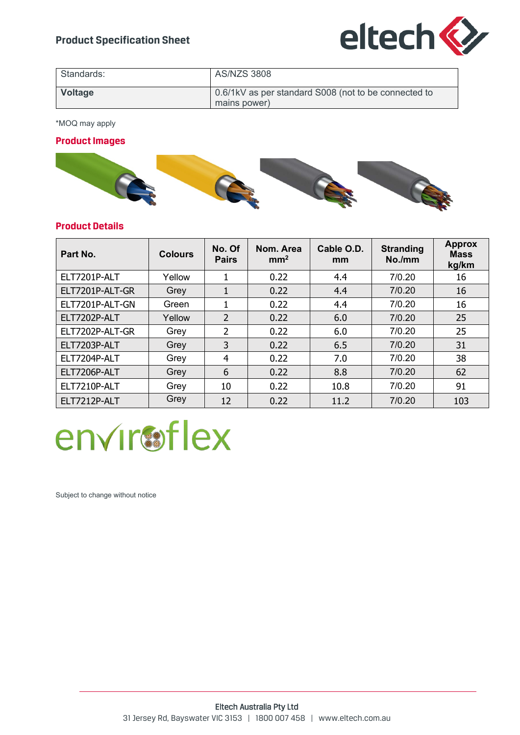Product Specification Sheet

| Standards: | AS/NZS 3808 |
|---|---|
| **Voltage** | 0.6/1kV as per standard S008 (not to be connected to mains power) |

*MOQ may apply

## Product Images

## Product Details

| Part No. | Colours | No. Of Pairs | Nom. Area mm$^2$ | Cable O.D. mm | Stranding No./mm | Approx Mass kg/km |
|---|---|---|---|---|---|---|
| ELT7201P-ALT | Yellow | 1 | 0.22 | 4.4 | 7/0.20 | 16 |
| ELT7201P-ALT-GR | Grey | 1 | 0.22 | 4.4 | 7/0.20 | 16 |
| ELT7201P-ALT-GN | Green | 1 | 0.22 | 4.4 | 7/0.20 | 16 |
| ELT7202P-ALT | Yellow | 2 | 0.22 | 6.0 | 7/0.20 | 25 |
| ELT7202P-ALT-GR | Grey | 2 | 0.22 | 6.0 | 7/0.20 | 25 |
| ELT7203P-ALT | Grey | 3 | 0.22 | 6.5 | 7/0.20 | 31 |
| ELT7204P-ALT | Grey | 4 | 0.22 | 7.0 | 7/0.20 | 38 |
| ELT7206P-ALT | Grey | 6 | 0.22 | 8.8 | 7/0.20 | 62 |
| ELT7210P-ALT | Grey | 10 | 0.22 | 10.8 | 7/0.20 | 91 |
| ELT7212P-ALT | Grey | 12 | 0.22 | 11.2 | 7/0.20 | 103 |

enviroflex

Subject to change without notice

Eltech Australia Pty Ltd
31 Jersey Rd, Bayswater VIC 3153 | 1800 007 458 | www.eltech.com.au